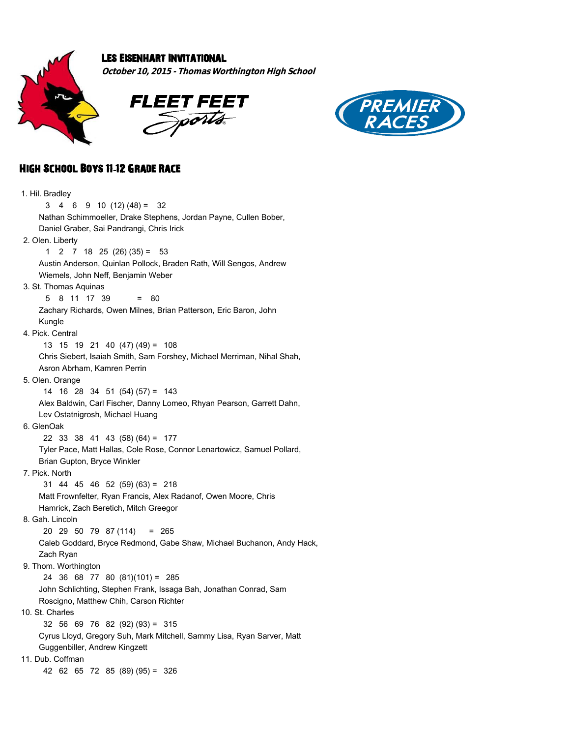# Les Eisenhart Invitational

***October 10, 2015 - Thomas Worthington High School***

FLEET FEET Sports

PREMIER RACES

## High School Boys 11-12 Grade Race

1. Hil. Bradley
   3 4 6 9 10 (12) (48) = 32
   Nathan Schimmoeller, Drake Stephens, Jordan Payne, Cullen Bober, Daniel Graber, Sai Pandrangi, Chris Irick
2. Olen. Liberty
   1 2 7 18 25 (26) (35) = 53
   Austin Anderson, Quinlan Pollock, Braden Rath, Will Sengos, Andrew Wiemels, John Neff, Benjamin Weber
3. St. Thomas Aquinas
   5 8 11 17 39 = 80
   Zachary Richards, Owen Milnes, Brian Patterson, Eric Baron, John Kungle
4. Pick. Central
   13 15 19 21 40 (47) (49) = 108
   Chris Siebert, Isaiah Smith, Sam Forshey, Michael Merriman, Nihal Shah, Asron Abrham, Kamren Perrin
5. Olen. Orange
   14 16 28 34 51 (54) (57) = 143
   Alex Baldwin, Carl Fischer, Danny Lomeo, Rhyan Pearson, Garrett Dahn, Lev Ostatnigrosh, Michael Huang
6. GlenOak
   22 33 38 41 43 (58) (64) = 177
   Tyler Pace, Matt Hallas, Cole Rose, Connor Lenartowicz, Samuel Pollard, Brian Gupton, Bryce Winkler
7. Pick. North
   31 44 45 46 52 (59) (63) = 218
   Matt Frownfelter, Ryan Francis, Alex Radanof, Owen Moore, Chris Hamrick, Zach Beretich, Mitch Greegor
8. Gah. Lincoln
   20 29 50 79 87 (114) = 265
   Caleb Goddard, Bryce Redmond, Gabe Shaw, Michael Buchanon, Andy Hack, Zach Ryan
9. Thom. Worthington
   24 36 68 77 80 (81)(101) = 285
   John Schlichting, Stephen Frank, Issaga Bah, Jonathan Conrad, Sam Roscigno, Matthew Chih, Carson Richter
10. St. Charles
    32 56 69 76 82 (92) (93) = 315
    Cyrus Lloyd, Gregory Suh, Mark Mitchell, Sammy Lisa, Ryan Sarver, Matt Guggenbiller, Andrew Kingzett
11. Dub. Coffman
    42 62 65 72 85 (89) (95) = 326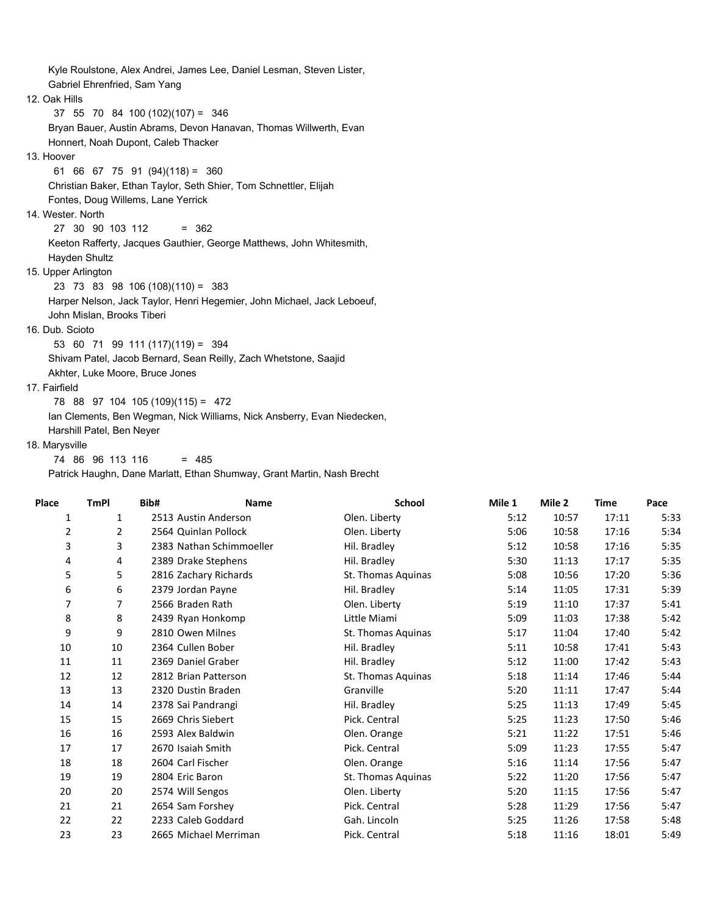Kyle Roulstone, Alex Andrei, James Lee, Daniel Lesman, Steven Lister, Gabriel Ehrenfried, Sam Yang

12. Oak Hills
    37 55 70 84 100 (102)(107) = 346
    Bryan Bauer, Austin Abrams, Devon Hanavan, Thomas Willwerth, Evan Honnert, Noah Dupont, Caleb Thacker
13. Hoover
    61 66 67 75 91 (94)(118) = 360
    Christian Baker, Ethan Taylor, Seth Shier, Tom Schnettler, Elijah Fontes, Doug Willems, Lane Yerrick
14. Wester. North
    27 30 90 103 112 = 362
    Keeton Rafferty, Jacques Gauthier, George Matthews, John Whitesmith, Hayden Shultz
15. Upper Arlington
    23 73 83 98 106 (108)(110) = 383
    Harper Nelson, Jack Taylor, Henri Hegemier, John Michael, Jack Leboeuf, John Mislan, Brooks Tiberi
16. Dub. Scioto
    53 60 71 99 111 (117)(119) = 394
    Shivam Patel, Jacob Bernard, Sean Reilly, Zach Whetstone, Saajid Akhter, Luke Moore, Bruce Jones
17. Fairfield
    78 88 97 104 105 (109)(115) = 472
    Ian Clements, Ben Wegman, Nick Williams, Nick Ansberry, Evan Niedecken, Harshill Patel, Ben Neyer
18. Marysville
    74 86 96 113 116 = 485
    Patrick Haughn, Dane Marlatt, Ethan Shumway, Grant Martin, Nash Brecht

| Place | TmPl | Bib# | Name | School | Mile 1 | Mile 2 | Time | Pace |
|---|---|---|---|---|---|---|---|---|
| 1 | 1 | 2513 | Austin Anderson | Olen. Liberty | 5:12 | 10:57 | 17:11 | 5:33 |
| 2 | 2 | 2564 | Quinlan Pollock | Olen. Liberty | 5:06 | 10:58 | 17:16 | 5:34 |
| 3 | 3 | 2383 | Nathan Schimmoeller | Hil. Bradley | 5:12 | 10:58 | 17:16 | 5:35 |
| 4 | 4 | 2389 | Drake Stephens | Hil. Bradley | 5:30 | 11:13 | 17:17 | 5:35 |
| 5 | 5 | 2816 | Zachary Richards | St. Thomas Aquinas | 5:08 | 10:56 | 17:20 | 5:36 |
| 6 | 6 | 2379 | Jordan Payne | Hil. Bradley | 5:14 | 11:05 | 17:31 | 5:39 |
| 7 | 7 | 2566 | Braden Rath | Olen. Liberty | 5:19 | 11:10 | 17:37 | 5:41 |
| 8 | 8 | 2439 | Ryan Honkomp | Little Miami | 5:09 | 11:03 | 17:38 | 5:42 |
| 9 | 9 | 2810 | Owen Milnes | St. Thomas Aquinas | 5:17 | 11:04 | 17:40 | 5:42 |
| 10 | 10 | 2364 | Cullen Bober | Hil. Bradley | 5:11 | 10:58 | 17:41 | 5:43 |
| 11 | 11 | 2369 | Daniel Graber | Hil. Bradley | 5:12 | 11:00 | 17:42 | 5:43 |
| 12 | 12 | 2812 | Brian Patterson | St. Thomas Aquinas | 5:18 | 11:14 | 17:46 | 5:44 |
| 13 | 13 | 2320 | Dustin Braden | Granville | 5:20 | 11:11 | 17:47 | 5:44 |
| 14 | 14 | 2378 | Sai Pandrangi | Hil. Bradley | 5:25 | 11:13 | 17:49 | 5:45 |
| 15 | 15 | 2669 | Chris Siebert | Pick. Central | 5:25 | 11:23 | 17:50 | 5:46 |
| 16 | 16 | 2593 | Alex Baldwin | Olen. Orange | 5:21 | 11:22 | 17:51 | 5:46 |
| 17 | 17 | 2670 | Isaiah Smith | Pick. Central | 5:09 | 11:23 | 17:55 | 5:47 |
| 18 | 18 | 2604 | Carl Fischer | Olen. Orange | 5:16 | 11:14 | 17:56 | 5:47 |
| 19 | 19 | 2804 | Eric Baron | St. Thomas Aquinas | 5:22 | 11:20 | 17:56 | 5:47 |
| 20 | 20 | 2574 | Will Sengos | Olen. Liberty | 5:20 | 11:15 | 17:56 | 5:47 |
| 21 | 21 | 2654 | Sam Forshey | Pick. Central | 5:28 | 11:29 | 17:56 | 5:47 |
| 22 | 22 | 2233 | Caleb Goddard | Gah. Lincoln | 5:25 | 11:26 | 17:58 | 5:48 |
| 23 | 23 | 2665 | Michael Merriman | Pick. Central | 5:18 | 11:16 | 18:01 | 5:49 |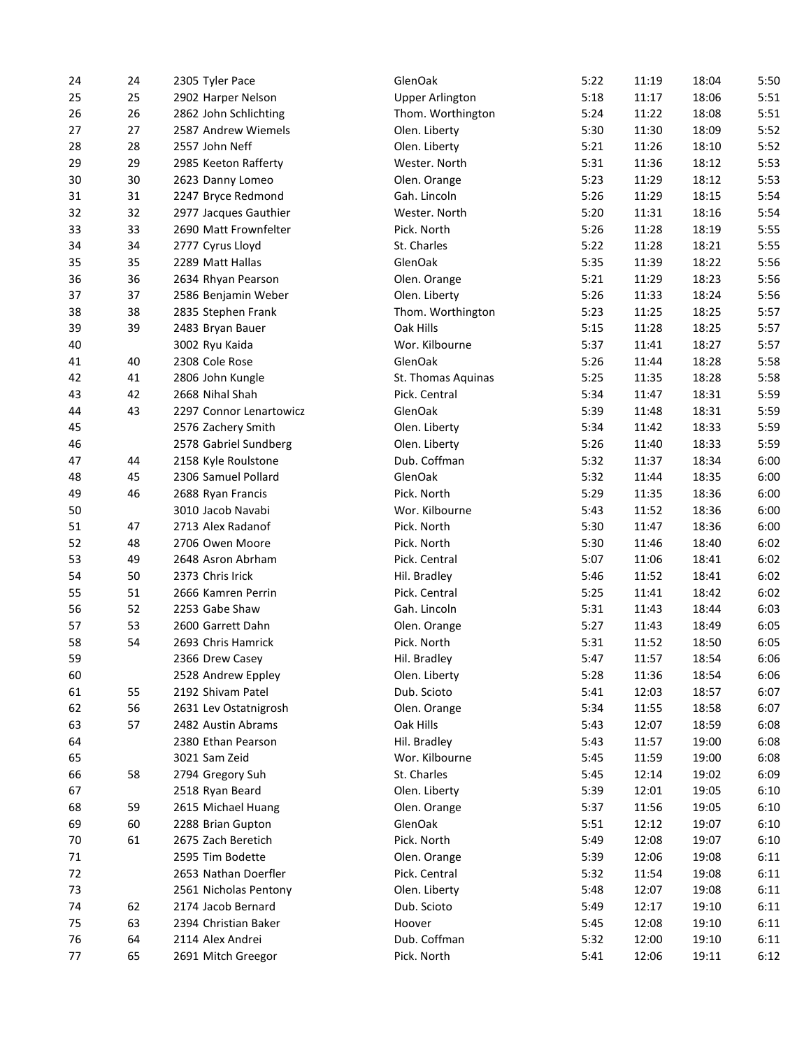| | | | | | | | |
|---|---|---|---|---|---|---|---|
| 24 | 24 | 2305 Tyler Pace | GlenOak | 5:22 | 11:19 | 18:04 | 5:50 |
| 25 | 25 | 2902 Harper Nelson | Upper Arlington | 5:18 | 11:17 | 18:06 | 5:51 |
| 26 | 26 | 2862 John Schlichting | Thom. Worthington | 5:24 | 11:22 | 18:08 | 5:51 |
| 27 | 27 | 2587 Andrew Wiemels | Olen. Liberty | 5:30 | 11:30 | 18:09 | 5:52 |
| 28 | 28 | 2557 John Neff | Olen. Liberty | 5:21 | 11:26 | 18:10 | 5:52 |
| 29 | 29 | 2985 Keeton Rafferty | Wester. North | 5:31 | 11:36 | 18:12 | 5:53 |
| 30 | 30 | 2623 Danny Lomeo | Olen. Orange | 5:23 | 11:29 | 18:12 | 5:53 |
| 31 | 31 | 2247 Bryce Redmond | Gah. Lincoln | 5:26 | 11:29 | 18:15 | 5:54 |
| 32 | 32 | 2977 Jacques Gauthier | Wester. North | 5:20 | 11:31 | 18:16 | 5:54 |
| 33 | 33 | 2690 Matt Frownfelter | Pick. North | 5:26 | 11:28 | 18:19 | 5:55 |
| 34 | 34 | 2777 Cyrus Lloyd | St. Charles | 5:22 | 11:28 | 18:21 | 5:55 |
| 35 | 35 | 2289 Matt Hallas | GlenOak | 5:35 | 11:39 | 18:22 | 5:56 |
| 36 | 36 | 2634 Rhyan Pearson | Olen. Orange | 5:21 | 11:29 | 18:23 | 5:56 |
| 37 | 37 | 2586 Benjamin Weber | Olen. Liberty | 5:26 | 11:33 | 18:24 | 5:56 |
| 38 | 38 | 2835 Stephen Frank | Thom. Worthington | 5:23 | 11:25 | 18:25 | 5:57 |
| 39 | 39 | 2483 Bryan Bauer | Oak Hills | 5:15 | 11:28 | 18:25 | 5:57 |
| 40 | | 3002 Ryu Kaida | Wor. Kilbourne | 5:37 | 11:41 | 18:27 | 5:57 |
| 41 | 40 | 2308 Cole Rose | GlenOak | 5:26 | 11:44 | 18:28 | 5:58 |
| 42 | 41 | 2806 John Kungle | St. Thomas Aquinas | 5:25 | 11:35 | 18:28 | 5:58 |
| 43 | 42 | 2668 Nihal Shah | Pick. Central | 5:34 | 11:47 | 18:31 | 5:59 |
| 44 | 43 | 2297 Connor Lenartowicz | GlenOak | 5:39 | 11:48 | 18:31 | 5:59 |
| 45 | | 2576 Zachery Smith | Olen. Liberty | 5:34 | 11:42 | 18:33 | 5:59 |
| 46 | | 2578 Gabriel Sundberg | Olen. Liberty | 5:26 | 11:40 | 18:33 | 5:59 |
| 47 | 44 | 2158 Kyle Roulstone | Dub. Coffman | 5:32 | 11:37 | 18:34 | 6:00 |
| 48 | 45 | 2306 Samuel Pollard | GlenOak | 5:32 | 11:44 | 18:35 | 6:00 |
| 49 | 46 | 2688 Ryan Francis | Pick. North | 5:29 | 11:35 | 18:36 | 6:00 |
| 50 | | 3010 Jacob Navabi | Wor. Kilbourne | 5:43 | 11:52 | 18:36 | 6:00 |
| 51 | 47 | 2713 Alex Radanof | Pick. North | 5:30 | 11:47 | 18:36 | 6:00 |
| 52 | 48 | 2706 Owen Moore | Pick. North | 5:30 | 11:46 | 18:40 | 6:02 |
| 53 | 49 | 2648 Asron Abrham | Pick. Central | 5:07 | 11:06 | 18:41 | 6:02 |
| 54 | 50 | 2373 Chris Irick | Hil. Bradley | 5:46 | 11:52 | 18:41 | 6:02 |
| 55 | 51 | 2666 Kamren Perrin | Pick. Central | 5:25 | 11:41 | 18:42 | 6:02 |
| 56 | 52 | 2253 Gabe Shaw | Gah. Lincoln | 5:31 | 11:43 | 18:44 | 6:03 |
| 57 | 53 | 2600 Garrett Dahn | Olen. Orange | 5:27 | 11:43 | 18:49 | 6:05 |
| 58 | 54 | 2693 Chris Hamrick | Pick. North | 5:31 | 11:52 | 18:50 | 6:05 |
| 59 | | 2366 Drew Casey | Hil. Bradley | 5:47 | 11:57 | 18:54 | 6:06 |
| 60 | | 2528 Andrew Eppley | Olen. Liberty | 5:28 | 11:36 | 18:54 | 6:06 |
| 61 | 55 | 2192 Shivam Patel | Dub. Scioto | 5:41 | 12:03 | 18:57 | 6:07 |
| 62 | 56 | 2631 Lev Ostatnigrosh | Olen. Orange | 5:34 | 11:55 | 18:58 | 6:07 |
| 63 | 57 | 2482 Austin Abrams | Oak Hills | 5:43 | 12:07 | 18:59 | 6:08 |
| 64 | | 2380 Ethan Pearson | Hil. Bradley | 5:43 | 11:57 | 19:00 | 6:08 |
| 65 | | 3021 Sam Zeid | Wor. Kilbourne | 5:45 | 11:59 | 19:00 | 6:08 |
| 66 | 58 | 2794 Gregory Suh | St. Charles | 5:45 | 12:14 | 19:02 | 6:09 |
| 67 | | 2518 Ryan Beard | Olen. Liberty | 5:39 | 12:01 | 19:05 | 6:10 |
| 68 | 59 | 2615 Michael Huang | Olen. Orange | 5:37 | 11:56 | 19:05 | 6:10 |
| 69 | 60 | 2288 Brian Gupton | GlenOak | 5:51 | 12:12 | 19:07 | 6:10 |
| 70 | 61 | 2675 Zach Beretich | Pick. North | 5:49 | 12:08 | 19:07 | 6:10 |
| 71 | | 2595 Tim Bodette | Olen. Orange | 5:39 | 12:06 | 19:08 | 6:11 |
| 72 | | 2653 Nathan Doerfler | Pick. Central | 5:32 | 11:54 | 19:08 | 6:11 |
| 73 | | 2561 Nicholas Pentony | Olen. Liberty | 5:48 | 12:07 | 19:08 | 6:11 |
| 74 | 62 | 2174 Jacob Bernard | Dub. Scioto | 5:49 | 12:17 | 19:10 | 6:11 |
| 75 | 63 | 2394 Christian Baker | Hoover | 5:45 | 12:08 | 19:10 | 6:11 |
| 76 | 64 | 2114 Alex Andrei | Dub. Coffman | 5:32 | 12:00 | 19:10 | 6:11 |
| 77 | 65 | 2691 Mitch Greegor | Pick. North | 5:41 | 12:06 | 19:11 | 6:12 |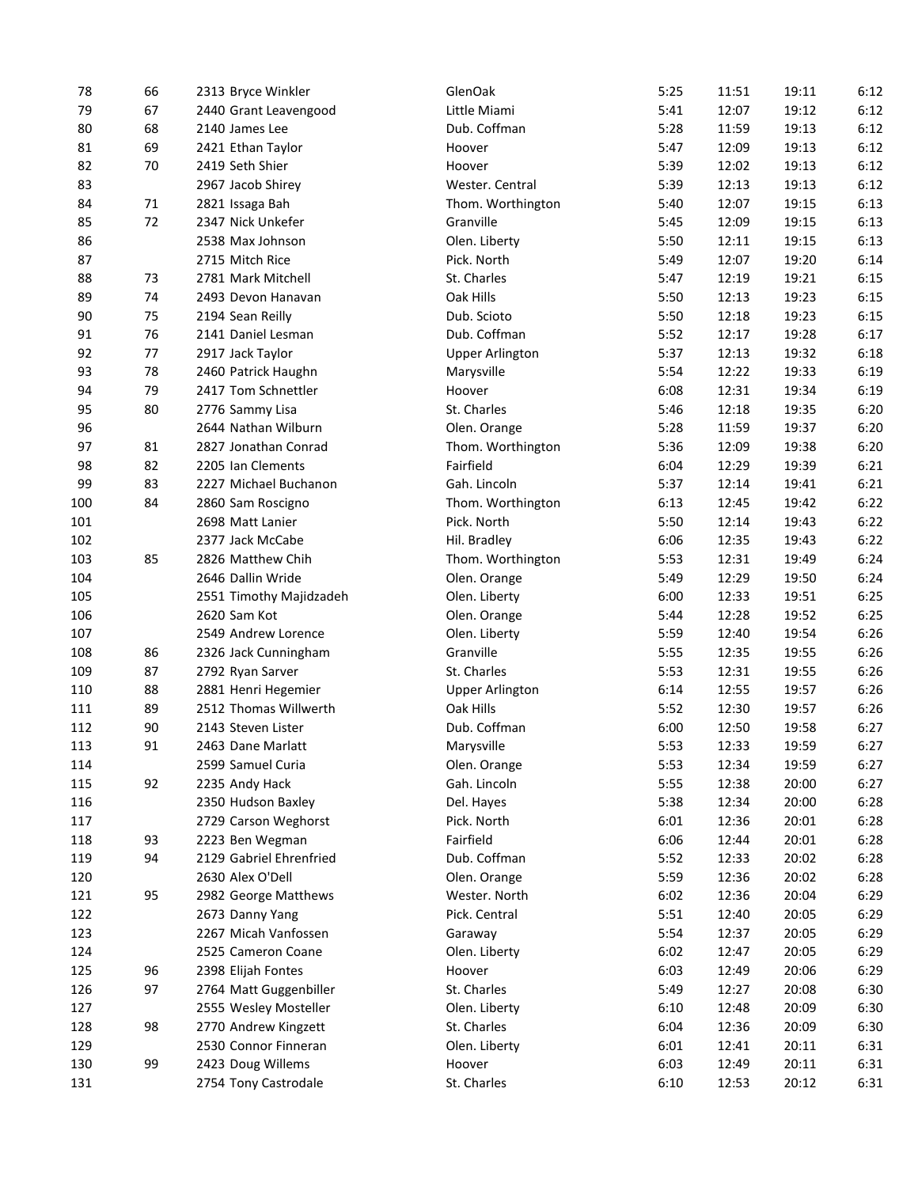|  |  |  |  |  |  |  |  |  |
|---|---|---|---|---|---|---|---|---|
| 78 | 66 | 2313 | Bryce Winkler | GlenOak | 5:25 | 11:51 | 19:11 | 6:12 |
| 79 | 67 | 2440 | Grant Leavengood | Little Miami | 5:41 | 12:07 | 19:12 | 6:12 |
| 80 | 68 | 2140 | James Lee | Dub. Coffman | 5:28 | 11:59 | 19:13 | 6:12 |
| 81 | 69 | 2421 | Ethan Taylor | Hoover | 5:47 | 12:09 | 19:13 | 6:12 |
| 82 | 70 | 2419 | Seth Shier | Hoover | 5:39 | 12:02 | 19:13 | 6:12 |
| 83 |  | 2967 | Jacob Shirey | Wester. Central | 5:39 | 12:13 | 19:13 | 6:12 |
| 84 | 71 | 2821 | Issaga Bah | Thom. Worthington | 5:40 | 12:07 | 19:15 | 6:13 |
| 85 | 72 | 2347 | Nick Unkefer | Granville | 5:45 | 12:09 | 19:15 | 6:13 |
| 86 |  | 2538 | Max Johnson | Olen. Liberty | 5:50 | 12:11 | 19:15 | 6:13 |
| 87 |  | 2715 | Mitch Rice | Pick. North | 5:49 | 12:07 | 19:20 | 6:14 |
| 88 | 73 | 2781 | Mark Mitchell | St. Charles | 5:47 | 12:19 | 19:21 | 6:15 |
| 89 | 74 | 2493 | Devon Hanavan | Oak Hills | 5:50 | 12:13 | 19:23 | 6:15 |
| 90 | 75 | 2194 | Sean Reilly | Dub. Scioto | 5:50 | 12:18 | 19:23 | 6:15 |
| 91 | 76 | 2141 | Daniel Lesman | Dub. Coffman | 5:52 | 12:17 | 19:28 | 6:17 |
| 92 | 77 | 2917 | Jack Taylor | Upper Arlington | 5:37 | 12:13 | 19:32 | 6:18 |
| 93 | 78 | 2460 | Patrick Haughn | Marysville | 5:54 | 12:22 | 19:33 | 6:19 |
| 94 | 79 | 2417 | Tom Schnettler | Hoover | 6:08 | 12:31 | 19:34 | 6:19 |
| 95 | 80 | 2776 | Sammy Lisa | St. Charles | 5:46 | 12:18 | 19:35 | 6:20 |
| 96 |  | 2644 | Nathan Wilburn | Olen. Orange | 5:28 | 11:59 | 19:37 | 6:20 |
| 97 | 81 | 2827 | Jonathan Conrad | Thom. Worthington | 5:36 | 12:09 | 19:38 | 6:20 |
| 98 | 82 | 2205 | Ian Clements | Fairfield | 6:04 | 12:29 | 19:39 | 6:21 |
| 99 | 83 | 2227 | Michael Buchanon | Gah. Lincoln | 5:37 | 12:14 | 19:41 | 6:21 |
| 100 | 84 | 2860 | Sam Roscigno | Thom. Worthington | 6:13 | 12:45 | 19:42 | 6:22 |
| 101 |  | 2698 | Matt Lanier | Pick. North | 5:50 | 12:14 | 19:43 | 6:22 |
| 102 |  | 2377 | Jack McCabe | Hil. Bradley | 6:06 | 12:35 | 19:43 | 6:22 |
| 103 | 85 | 2826 | Matthew Chih | Thom. Worthington | 5:53 | 12:31 | 19:49 | 6:24 |
| 104 |  | 2646 | Dallin Wride | Olen. Orange | 5:49 | 12:29 | 19:50 | 6:24 |
| 105 |  | 2551 | Timothy Majidzadeh | Olen. Liberty | 6:00 | 12:33 | 19:51 | 6:25 |
| 106 |  | 2620 | Sam Kot | Olen. Orange | 5:44 | 12:28 | 19:52 | 6:25 |
| 107 |  | 2549 | Andrew Lorence | Olen. Liberty | 5:59 | 12:40 | 19:54 | 6:26 |
| 108 | 86 | 2326 | Jack Cunningham | Granville | 5:55 | 12:35 | 19:55 | 6:26 |
| 109 | 87 | 2792 | Ryan Sarver | St. Charles | 5:53 | 12:31 | 19:55 | 6:26 |
| 110 | 88 | 2881 | Henri Hegemier | Upper Arlington | 6:14 | 12:55 | 19:57 | 6:26 |
| 111 | 89 | 2512 | Thomas Willwerth | Oak Hills | 5:52 | 12:30 | 19:57 | 6:26 |
| 112 | 90 | 2143 | Steven Lister | Dub. Coffman | 6:00 | 12:50 | 19:58 | 6:27 |
| 113 | 91 | 2463 | Dane Marlatt | Marysville | 5:53 | 12:33 | 19:59 | 6:27 |
| 114 |  | 2599 | Samuel Curia | Olen. Orange | 5:53 | 12:34 | 19:59 | 6:27 |
| 115 | 92 | 2235 | Andy Hack | Gah. Lincoln | 5:55 | 12:38 | 20:00 | 6:27 |
| 116 |  | 2350 | Hudson Baxley | Del. Hayes | 5:38 | 12:34 | 20:00 | 6:28 |
| 117 |  | 2729 | Carson Weghorst | Pick. North | 6:01 | 12:36 | 20:01 | 6:28 |
| 118 | 93 | 2223 | Ben Wegman | Fairfield | 6:06 | 12:44 | 20:01 | 6:28 |
| 119 | 94 | 2129 | Gabriel Ehrenfried | Dub. Coffman | 5:52 | 12:33 | 20:02 | 6:28 |
| 120 |  | 2630 | Alex O'Dell | Olen. Orange | 5:59 | 12:36 | 20:02 | 6:28 |
| 121 | 95 | 2982 | George Matthews | Wester. North | 6:02 | 12:36 | 20:04 | 6:29 |
| 122 |  | 2673 | Danny Yang | Pick. Central | 5:51 | 12:40 | 20:05 | 6:29 |
| 123 |  | 2267 | Micah Vanfossen | Garaway | 5:54 | 12:37 | 20:05 | 6:29 |
| 124 |  | 2525 | Cameron Coane | Olen. Liberty | 6:02 | 12:47 | 20:05 | 6:29 |
| 125 | 96 | 2398 | Elijah Fontes | Hoover | 6:03 | 12:49 | 20:06 | 6:29 |
| 126 | 97 | 2764 | Matt Guggenbiller | St. Charles | 5:49 | 12:27 | 20:08 | 6:30 |
| 127 |  | 2555 | Wesley Mosteller | Olen. Liberty | 6:10 | 12:48 | 20:09 | 6:30 |
| 128 | 98 | 2770 | Andrew Kingzett | St. Charles | 6:04 | 12:36 | 20:09 | 6:30 |
| 129 |  | 2530 | Connor Finneran | Olen. Liberty | 6:01 | 12:41 | 20:11 | 6:31 |
| 130 | 99 | 2423 | Doug Willems | Hoover | 6:03 | 12:49 | 20:11 | 6:31 |
| 131 |  | 2754 | Tony Castrodale | St. Charles | 6:10 | 12:53 | 20:12 | 6:31 |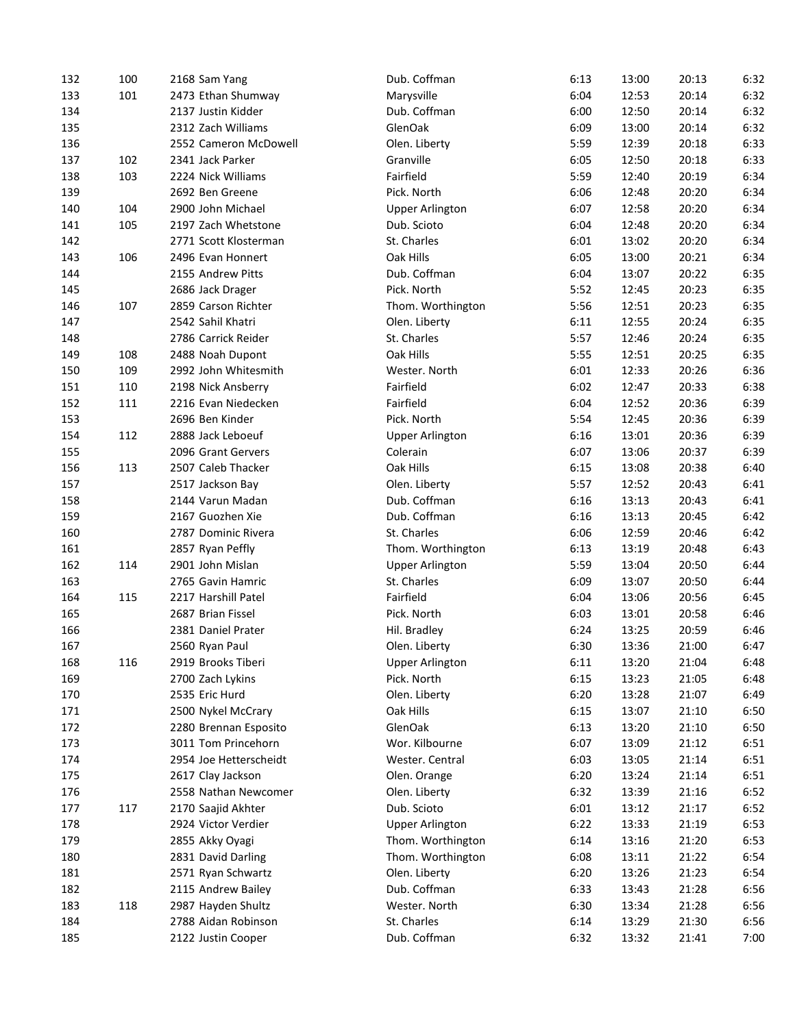| | | | | | | | |
|---|---|---|---|---|---|---|---|
| 132 | 100 | 2168 Sam Yang | Dub. Coffman | 6:13 | 13:00 | 20:13 | 6:32 |
| 133 | 101 | 2473 Ethan Shumway | Marysville | 6:04 | 12:53 | 20:14 | 6:32 |
| 134 | | 2137 Justin Kidder | Dub. Coffman | 6:00 | 12:50 | 20:14 | 6:32 |
| 135 | | 2312 Zach Williams | GlenOak | 6:09 | 13:00 | 20:14 | 6:32 |
| 136 | | 2552 Cameron McDowell | Olen. Liberty | 5:59 | 12:39 | 20:18 | 6:33 |
| 137 | 102 | 2341 Jack Parker | Granville | 6:05 | 12:50 | 20:18 | 6:33 |
| 138 | 103 | 2224 Nick Williams | Fairfield | 5:59 | 12:40 | 20:19 | 6:34 |
| 139 | | 2692 Ben Greene | Pick. North | 6:06 | 12:48 | 20:20 | 6:34 |
| 140 | 104 | 2900 John Michael | Upper Arlington | 6:07 | 12:58 | 20:20 | 6:34 |
| 141 | 105 | 2197 Zach Whetstone | Dub. Scioto | 6:04 | 12:48 | 20:20 | 6:34 |
| 142 | | 2771 Scott Klosterman | St. Charles | 6:01 | 13:02 | 20:20 | 6:34 |
| 143 | 106 | 2496 Evan Honnert | Oak Hills | 6:05 | 13:00 | 20:21 | 6:34 |
| 144 | | 2155 Andrew Pitts | Dub. Coffman | 6:04 | 13:07 | 20:22 | 6:35 |
| 145 | | 2686 Jack Drager | Pick. North | 5:52 | 12:45 | 20:23 | 6:35 |
| 146 | 107 | 2859 Carson Richter | Thom. Worthington | 5:56 | 12:51 | 20:23 | 6:35 |
| 147 | | 2542 Sahil Khatri | Olen. Liberty | 6:11 | 12:55 | 20:24 | 6:35 |
| 148 | | 2786 Carrick Reider | St. Charles | 5:57 | 12:46 | 20:24 | 6:35 |
| 149 | 108 | 2488 Noah Dupont | Oak Hills | 5:55 | 12:51 | 20:25 | 6:35 |
| 150 | 109 | 2992 John Whitesmith | Wester. North | 6:01 | 12:33 | 20:26 | 6:36 |
| 151 | 110 | 2198 Nick Ansberry | Fairfield | 6:02 | 12:47 | 20:33 | 6:38 |
| 152 | 111 | 2216 Evan Niedecken | Fairfield | 6:04 | 12:52 | 20:36 | 6:39 |
| 153 | | 2696 Ben Kinder | Pick. North | 5:54 | 12:45 | 20:36 | 6:39 |
| 154 | 112 | 2888 Jack Leboeuf | Upper Arlington | 6:16 | 13:01 | 20:36 | 6:39 |
| 155 | | 2096 Grant Gervers | Colerain | 6:07 | 13:06 | 20:37 | 6:39 |
| 156 | 113 | 2507 Caleb Thacker | Oak Hills | 6:15 | 13:08 | 20:38 | 6:40 |
| 157 | | 2517 Jackson Bay | Olen. Liberty | 5:57 | 12:52 | 20:43 | 6:41 |
| 158 | | 2144 Varun Madan | Dub. Coffman | 6:16 | 13:13 | 20:43 | 6:41 |
| 159 | | 2167 Guozhen Xie | Dub. Coffman | 6:16 | 13:13 | 20:45 | 6:42 |
| 160 | | 2787 Dominic Rivera | St. Charles | 6:06 | 12:59 | 20:46 | 6:42 |
| 161 | | 2857 Ryan Peffly | Thom. Worthington | 6:13 | 13:19 | 20:48 | 6:43 |
| 162 | 114 | 2901 John Mislan | Upper Arlington | 5:59 | 13:04 | 20:50 | 6:44 |
| 163 | | 2765 Gavin Hamric | St. Charles | 6:09 | 13:07 | 20:50 | 6:44 |
| 164 | 115 | 2217 Harshill Patel | Fairfield | 6:04 | 13:06 | 20:56 | 6:45 |
| 165 | | 2687 Brian Fissel | Pick. North | 6:03 | 13:01 | 20:58 | 6:46 |
| 166 | | 2381 Daniel Prater | Hil. Bradley | 6:24 | 13:25 | 20:59 | 6:46 |
| 167 | | 2560 Ryan Paul | Olen. Liberty | 6:30 | 13:36 | 21:00 | 6:47 |
| 168 | 116 | 2919 Brooks Tiberi | Upper Arlington | 6:11 | 13:20 | 21:04 | 6:48 |
| 169 | | 2700 Zach Lykins | Pick. North | 6:15 | 13:23 | 21:05 | 6:48 |
| 170 | | 2535 Eric Hurd | Olen. Liberty | 6:20 | 13:28 | 21:07 | 6:49 |
| 171 | | 2500 Nykel McCrary | Oak Hills | 6:15 | 13:07 | 21:10 | 6:50 |
| 172 | | 2280 Brennan Esposito | GlenOak | 6:13 | 13:20 | 21:10 | 6:50 |
| 173 | | 3011 Tom Princehorn | Wor. Kilbourne | 6:07 | 13:09 | 21:12 | 6:51 |
| 174 | | 2954 Joe Hetterscheidt | Wester. Central | 6:03 | 13:05 | 21:14 | 6:51 |
| 175 | | 2617 Clay Jackson | Olen. Orange | 6:20 | 13:24 | 21:14 | 6:51 |
| 176 | | 2558 Nathan Newcomer | Olen. Liberty | 6:32 | 13:39 | 21:16 | 6:52 |
| 177 | 117 | 2170 Saajid Akhter | Dub. Scioto | 6:01 | 13:12 | 21:17 | 6:52 |
| 178 | | 2924 Victor Verdier | Upper Arlington | 6:22 | 13:33 | 21:19 | 6:53 |
| 179 | | 2855 Akky Oyagi | Thom. Worthington | 6:14 | 13:16 | 21:20 | 6:53 |
| 180 | | 2831 David Darling | Thom. Worthington | 6:08 | 13:11 | 21:22 | 6:54 |
| 181 | | 2571 Ryan Schwartz | Olen. Liberty | 6:20 | 13:26 | 21:23 | 6:54 |
| 182 | | 2115 Andrew Bailey | Dub. Coffman | 6:33 | 13:43 | 21:28 | 6:56 |
| 183 | 118 | 2987 Hayden Shultz | Wester. North | 6:30 | 13:34 | 21:28 | 6:56 |
| 184 | | 2788 Aidan Robinson | St. Charles | 6:14 | 13:29 | 21:30 | 6:56 |
| 185 | | 2122 Justin Cooper | Dub. Coffman | 6:32 | 13:32 | 21:41 | 7:00 |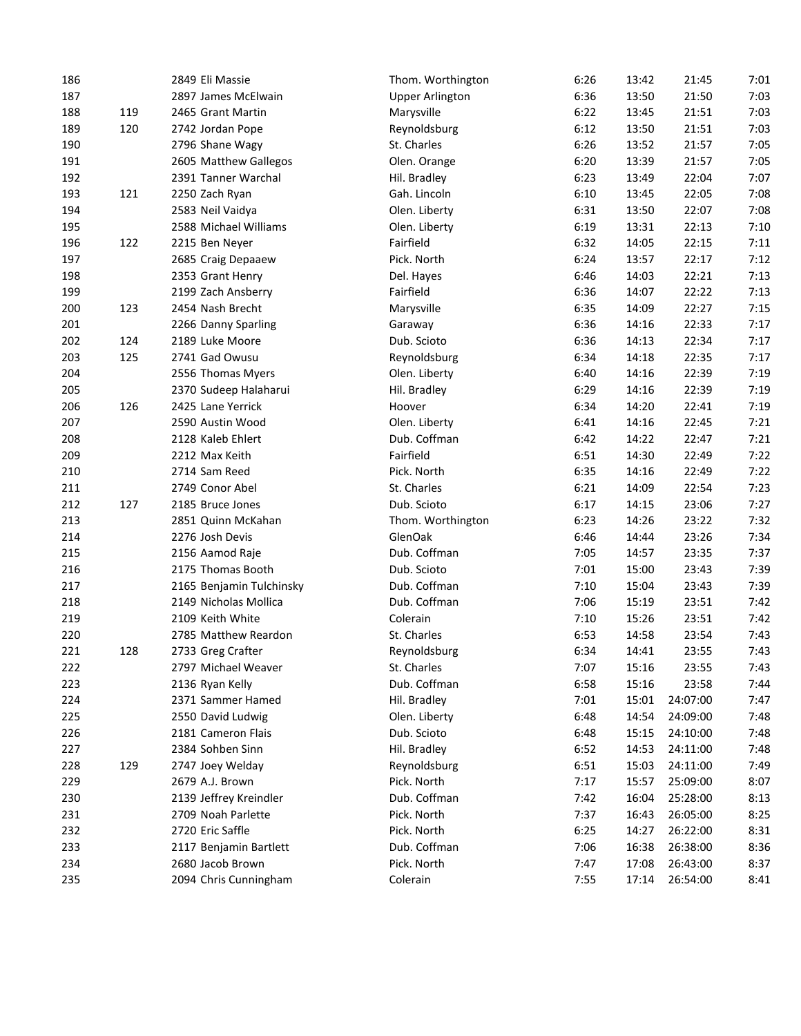| | | | | | | | |
|---|---|---|---|---|---|---|---|
| 186 | | 2849 Eli Massie | Thom. Worthington | 6:26 | 13:42 | 21:45 | 7:01 |
| 187 | | 2897 James McElwain | Upper Arlington | 6:36 | 13:50 | 21:50 | 7:03 |
| 188 | 119 | 2465 Grant Martin | Marysville | 6:22 | 13:45 | 21:51 | 7:03 |
| 189 | 120 | 2742 Jordan Pope | Reynoldsburg | 6:12 | 13:50 | 21:51 | 7:03 |
| 190 | | 2796 Shane Wagy | St. Charles | 6:26 | 13:52 | 21:57 | 7:05 |
| 191 | | 2605 Matthew Gallegos | Olen. Orange | 6:20 | 13:39 | 21:57 | 7:05 |
| 192 | | 2391 Tanner Warchal | Hil. Bradley | 6:23 | 13:49 | 22:04 | 7:07 |
| 193 | 121 | 2250 Zach Ryan | Gah. Lincoln | 6:10 | 13:45 | 22:05 | 7:08 |
| 194 | | 2583 Neil Vaidya | Olen. Liberty | 6:31 | 13:50 | 22:07 | 7:08 |
| 195 | | 2588 Michael Williams | Olen. Liberty | 6:19 | 13:31 | 22:13 | 7:10 |
| 196 | 122 | 2215 Ben Neyer | Fairfield | 6:32 | 14:05 | 22:15 | 7:11 |
| 197 | | 2685 Craig Depaaew | Pick. North | 6:24 | 13:57 | 22:17 | 7:12 |
| 198 | | 2353 Grant Henry | Del. Hayes | 6:46 | 14:03 | 22:21 | 7:13 |
| 199 | | 2199 Zach Ansberry | Fairfield | 6:36 | 14:07 | 22:22 | 7:13 |
| 200 | 123 | 2454 Nash Brecht | Marysville | 6:35 | 14:09 | 22:27 | 7:15 |
| 201 | | 2266 Danny Sparling | Garaway | 6:36 | 14:16 | 22:33 | 7:17 |
| 202 | 124 | 2189 Luke Moore | Dub. Scioto | 6:36 | 14:13 | 22:34 | 7:17 |
| 203 | 125 | 2741 Gad Owusu | Reynoldsburg | 6:34 | 14:18 | 22:35 | 7:17 |
| 204 | | 2556 Thomas Myers | Olen. Liberty | 6:40 | 14:16 | 22:39 | 7:19 |
| 205 | | 2370 Sudeep Halaharui | Hil. Bradley | 6:29 | 14:16 | 22:39 | 7:19 |
| 206 | 126 | 2425 Lane Yerrick | Hoover | 6:34 | 14:20 | 22:41 | 7:19 |
| 207 | | 2590 Austin Wood | Olen. Liberty | 6:41 | 14:16 | 22:45 | 7:21 |
| 208 | | 2128 Kaleb Ehlert | Dub. Coffman | 6:42 | 14:22 | 22:47 | 7:21 |
| 209 | | 2212 Max Keith | Fairfield | 6:51 | 14:30 | 22:49 | 7:22 |
| 210 | | 2714 Sam Reed | Pick. North | 6:35 | 14:16 | 22:49 | 7:22 |
| 211 | | 2749 Conor Abel | St. Charles | 6:21 | 14:09 | 22:54 | 7:23 |
| 212 | 127 | 2185 Bruce Jones | Dub. Scioto | 6:17 | 14:15 | 23:06 | 7:27 |
| 213 | | 2851 Quinn McKahan | Thom. Worthington | 6:23 | 14:26 | 23:22 | 7:32 |
| 214 | | 2276 Josh Devis | GlenOak | 6:46 | 14:44 | 23:26 | 7:34 |
| 215 | | 2156 Aamod Raje | Dub. Coffman | 7:05 | 14:57 | 23:35 | 7:37 |
| 216 | | 2175 Thomas Booth | Dub. Scioto | 7:01 | 15:00 | 23:43 | 7:39 |
| 217 | | 2165 Benjamin Tulchinsky | Dub. Coffman | 7:10 | 15:04 | 23:43 | 7:39 |
| 218 | | 2149 Nicholas Mollica | Dub. Coffman | 7:06 | 15:19 | 23:51 | 7:42 |
| 219 | | 2109 Keith White | Colerain | 7:10 | 15:26 | 23:51 | 7:42 |
| 220 | | 2785 Matthew Reardon | St. Charles | 6:53 | 14:58 | 23:54 | 7:43 |
| 221 | 128 | 2733 Greg Crafter | Reynoldsburg | 6:34 | 14:41 | 23:55 | 7:43 |
| 222 | | 2797 Michael Weaver | St. Charles | 7:07 | 15:16 | 23:55 | 7:43 |
| 223 | | 2136 Ryan Kelly | Dub. Coffman | 6:58 | 15:16 | 23:58 | 7:44 |
| 224 | | 2371 Sammer Hamed | Hil. Bradley | 7:01 | 15:01 | 24:07:00 | 7:47 |
| 225 | | 2550 David Ludwig | Olen. Liberty | 6:48 | 14:54 | 24:09:00 | 7:48 |
| 226 | | 2181 Cameron Flais | Dub. Scioto | 6:48 | 15:15 | 24:10:00 | 7:48 |
| 227 | | 2384 Sohben Sinn | Hil. Bradley | 6:52 | 14:53 | 24:11:00 | 7:48 |
| 228 | 129 | 2747 Joey Welday | Reynoldsburg | 6:51 | 15:03 | 24:11:00 | 7:49 |
| 229 | | 2679 A.J. Brown | Pick. North | 7:17 | 15:57 | 25:09:00 | 8:07 |
| 230 | | 2139 Jeffrey Kreindler | Dub. Coffman | 7:42 | 16:04 | 25:28:00 | 8:13 |
| 231 | | 2709 Noah Parlette | Pick. North | 7:37 | 16:43 | 26:05:00 | 8:25 |
| 232 | | 2720 Eric Saffle | Pick. North | 6:25 | 14:27 | 26:22:00 | 8:31 |
| 233 | | 2117 Benjamin Bartlett | Dub. Coffman | 7:06 | 16:38 | 26:38:00 | 8:36 |
| 234 | | 2680 Jacob Brown | Pick. North | 7:47 | 17:08 | 26:43:00 | 8:37 |
| 235 | | 2094 Chris Cunningham | Colerain | 7:55 | 17:14 | 26:54:00 | 8:41 |